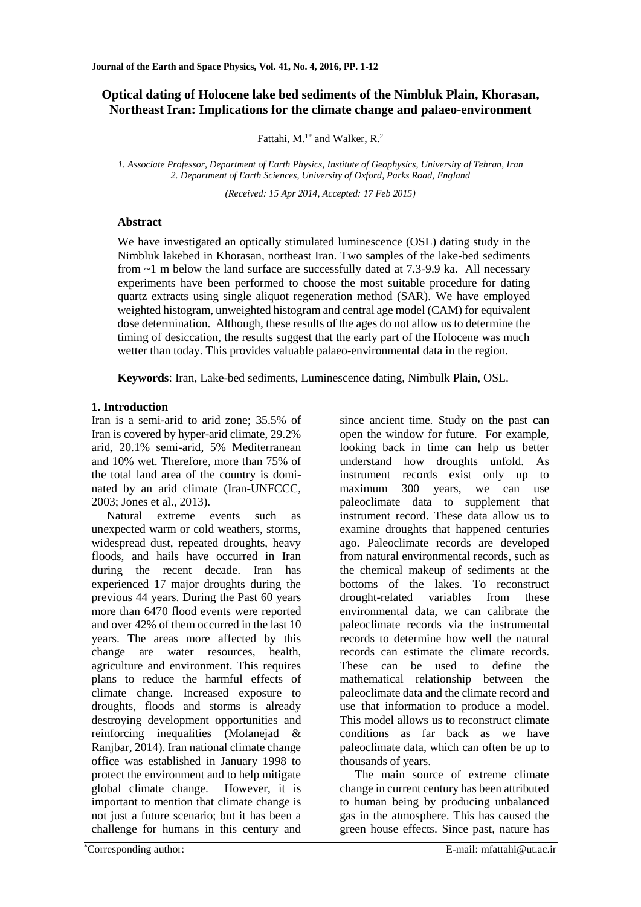# Optical dating of Holocene lake bed sediments of the Nimbluk Plain, Khorasan, Northeast Iran: Implications for the climate change and palaeo-environment

Fattahi, M.[1*] and Walker, R.[2]

*1. Associate Professor, Department of Earth Physics, Institute of Geophysics, University of Tehran, Iran*
*2. Department of Earth Sciences, University of Oxford, Parks Road, England*

*(Received: 15 Apr 2014, Accepted: 17 Feb 2015)*

## Abstract

We have investigated an optically stimulated luminescence (OSL) dating study in the Nimbluk lakebed in Khorasan, northeast Iran. Two samples of the lake-bed sediments from ~1 m below the land surface are successfully dated at 7.3-9.9 ka. All necessary experiments have been performed to choose the most suitable procedure for dating quartz extracts using single aliquot regeneration method (SAR). We have employed weighted histogram, unweighted histogram and central age model (CAM) for equivalent dose determination. Although, these results of the ages do not allow us to determine the timing of desiccation, the results suggest that the early part of the Holocene was much wetter than today. This provides valuable palaeo-environmental data in the region.

**Keywords**: Iran, Lake-bed sediments, Luminescence dating, Nimbulk Plain, OSL.

## 1. Introduction

Iran is a semi-arid to arid zone; 35.5% of Iran is covered by hyper-arid climate, 29.2% arid, 20.1% semi-arid, 5% Mediterranean and 10% wet. Therefore, more than 75% of the total land area of the country is dominated by an arid climate (Iran-UNFCCC, 2003; Jones et al., 2013).

Natural extreme events such as unexpected warm or cold weathers, storms, widespread dust, repeated droughts, heavy floods, and hails have occurred in Iran during the recent decade. Iran has experienced 17 major droughts during the previous 44 years. During the Past 60 years more than 6470 flood events were reported and over 42% of them occurred in the last 10 years. The areas more affected by this change are water resources, health, agriculture and environment. This requires plans to reduce the harmful effects of climate change. Increased exposure to droughts, floods and storms is already destroying development opportunities and reinforcing inequalities (Molanejad & Ranjbar, 2014). Iran national climate change office was established in January 1998 to protect the environment and to help mitigate global climate change. However, it is important to mention that climate change is not just a future scenario; but it has been a challenge for humans in this century and since ancient time. Study on the past can open the window for future. For example, looking back in time can help us better understand how droughts unfold. As instrument records exist only up to maximum 300 years, we can use paleoclimate data to supplement that instrument record. These data allow us to examine droughts that happened centuries ago. Paleoclimate records are developed from natural environmental records, such as the chemical makeup of sediments at the bottoms of the lakes. To reconstruct drought-related variables from these environmental data, we can calibrate the paleoclimate records via the instrumental records to determine how well the natural records can estimate the climate records. These can be used to define the mathematical relationship between the paleoclimate data and the climate record and use that information to produce a model. This model allows us to reconstruct climate conditions as far back as we have paleoclimate data, which can often be up to thousands of years.

The main source of extreme climate change in current century has been attributed to human being by producing unbalanced gas in the atmosphere. This has caused the green house effects. Since past, nature has

*Corresponding author: E-mail: mfattahi@ut.ac.ir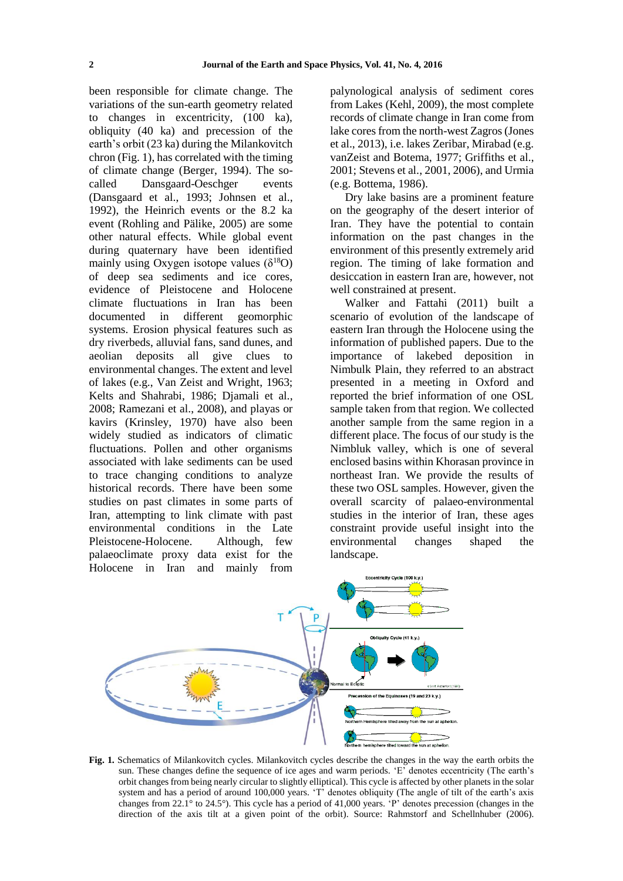been responsible for climate change. The variations of the sun-earth geometry related to changes in excentricity, (100 ka), obliquity (40 ka) and precession of the earth's orbit (23 ka) during the Milankovitch chron (Fig. 1), has correlated with the timing of climate change (Berger, 1994). The so-called Dansgaard-Oeschger events (Dansgaard et al., 1993; Johnsen et al., 1992), the Heinrich events or the 8.2 ka event (Rohling and Pälike, 2005) are some other natural effects. While global event during quaternary have been identified mainly using Oxygen isotope values ($\delta^{18}O$) of deep sea sediments and ice cores, evidence of Pleistocene and Holocene climate fluctuations in Iran has been documented in different geomorphic systems. Erosion physical features such as dry riverbeds, alluvial fans, sand dunes, and aeolian deposits all give clues to environmental changes. The extent and level of lakes (e.g., Van Zeist and Wright, 1963; Kelts and Shahrabi, 1986; Djamali et al., 2008; Ramezani et al., 2008), and playas or kavirs (Krinsley, 1970) have also been widely studied as indicators of climatic fluctuations. Pollen and other organisms associated with lake sediments can be used to trace changing conditions to analyze historical records. There have been some studies on past climates in some parts of Iran, attempting to link climate with past environmental conditions in the Late Pleistocene-Holocene. Although, few palaeoclimate proxy data exist for the Holocene in Iran and mainly from palynological analysis of sediment cores from Lakes (Kehl, 2009), the most complete records of climate change in Iran come from lake cores from the north-west Zagros (Jones et al., 2013), i.e. lakes Zeribar, Mirabad (e.g. vanZeist and Botema, 1977; Griffiths et al., 2001; Stevens et al., 2001, 2006), and Urmia (e.g. Bottema, 1986).

Dry lake basins are a prominent feature on the geography of the desert interior of Iran. They have the potential to contain information on the past changes in the environment of this presently extremely arid region. The timing of lake formation and desiccation in eastern Iran are, however, not well constrained at present.

Walker and Fattahi (2011) built a scenario of evolution of the landscape of eastern Iran through the Holocene using the information of published papers. Due to the importance of lakebed deposition in Nimbulk Plain, they referred to an abstract presented in a meeting in Oxford and reported the brief information of one OSL sample taken from that region. We collected another sample from the same region in a different place. The focus of our study is the Nimbluk valley, which is one of several enclosed basins within Khorasan province in northeast Iran. We provide the results of these two OSL samples. However, given the overall scarcity of palaeo-environmental studies in the interior of Iran, these ages constraint provide useful insight into the environmental changes shaped the landscape.

**Fig. 1.** Schematics of Milankovitch cycles. Milankovitch cycles describe the changes in the way the earth orbits the sun. These changes define the sequence of ice ages and warm periods. 'E' denotes eccentricity (The earth's orbit changes from being nearly circular to slightly elliptical). This cycle is affected by other planets in the solar system and has a period of around 100,000 years. 'T' denotes obliquity (The angle of tilt of the earth's axis changes from 22.1° to 24.5°). This cycle has a period of 41,000 years. 'P' denotes precession (changes in the direction of the axis tilt at a given point of the orbit). Source: Rahmstorf and Schellnhuber (2006).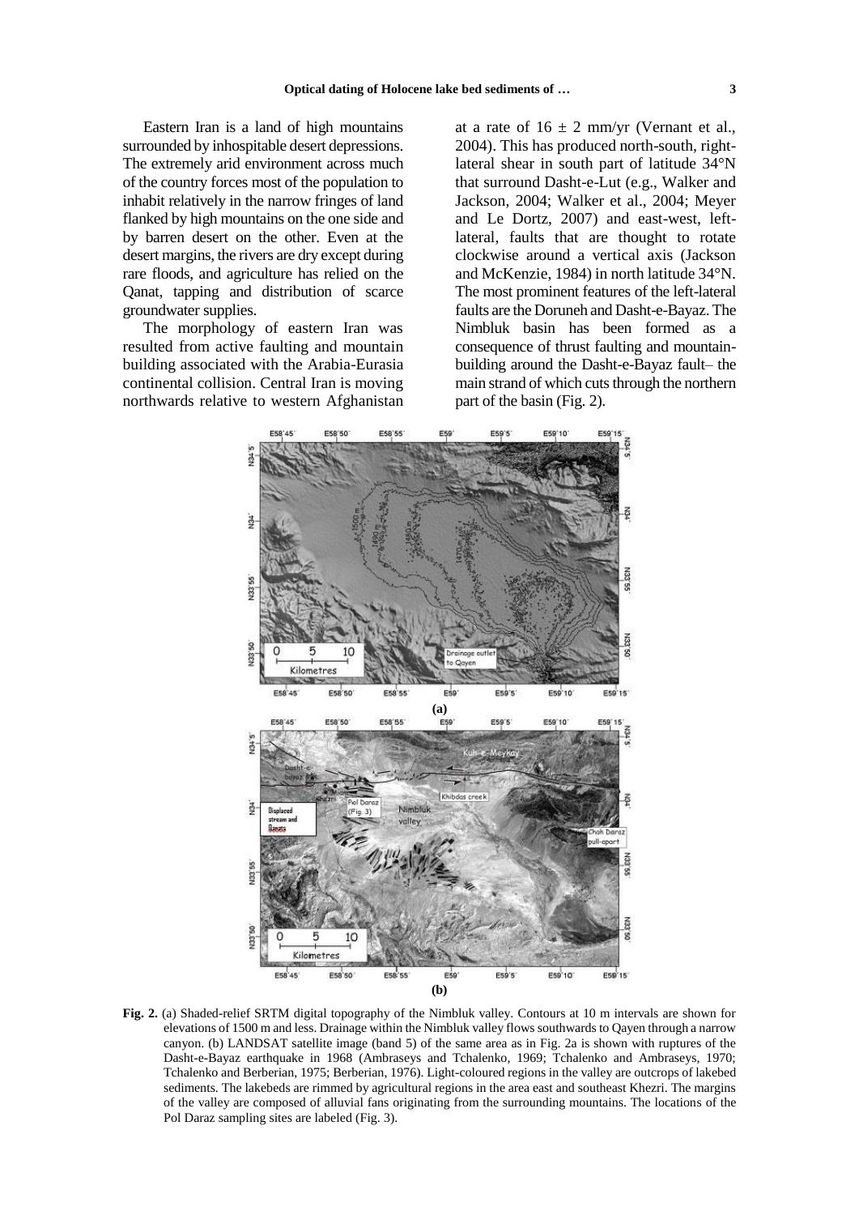Eastern Iran is a land of high mountains surrounded by inhospitable desert depressions. The extremely arid environment across much of the country forces most of the population to inhabit relatively in the narrow fringes of land flanked by high mountains on the one side and by barren desert on the other. Even at the desert margins, the rivers are dry except during rare floods, and agriculture has relied on the Qanat, tapping and distribution of scarce groundwater supplies.

The morphology of eastern Iran was resulted from active faulting and mountain building associated with the Arabia-Eurasia continental collision. Central Iran is moving northwards relative to western Afghanistan at a rate of $16 \pm 2$ mm/yr (Vernant et al., 2004). This has produced north-south, right-lateral shear in south part of latitude 34°N that surround Dasht-e-Lut (e.g., Walker and Jackson, 2004; Walker et al., 2004; Meyer and Le Dortz, 2007) and east-west, left-lateral, faults that are thought to rotate clockwise around a vertical axis (Jackson and McKenzie, 1984) in north latitude 34°N. The most prominent features of the left-lateral faults are the Doruneh and Dasht-e-Bayaz. The Nimbluk basin has been formed as a consequence of thrust faulting and mountain-building around the Dasht-e-Bayaz fault– the main strand of which cuts through the northern part of the basin (Fig. 2).

**Fig. 2.** (a) Shaded-relief SRTM digital topography of the Nimbluk valley. Contours at 10 m intervals are shown for elevations of 1500 m and less. Drainage within the Nimbluk valley flows southwards to Qayen through a narrow canyon. (b) LANDSAT satellite image (band 5) of the same area as in Fig. 2a is shown with ruptures of the Dasht-e-Bayaz earthquake in 1968 (Ambraseys and Tchalenko, 1969; Tchalenko and Ambraseys, 1970; Tchalenko and Berberian, 1975; Berberian, 1976). Light-coloured regions in the valley are outcrops of lakebed sediments. The lakebeds are rimmed by agricultural regions in the area east and southeast Khezri. The margins of the valley are composed of alluvial fans originating from the surrounding mountains. The locations of the Pol Daraz sampling sites are labeled (Fig. 3).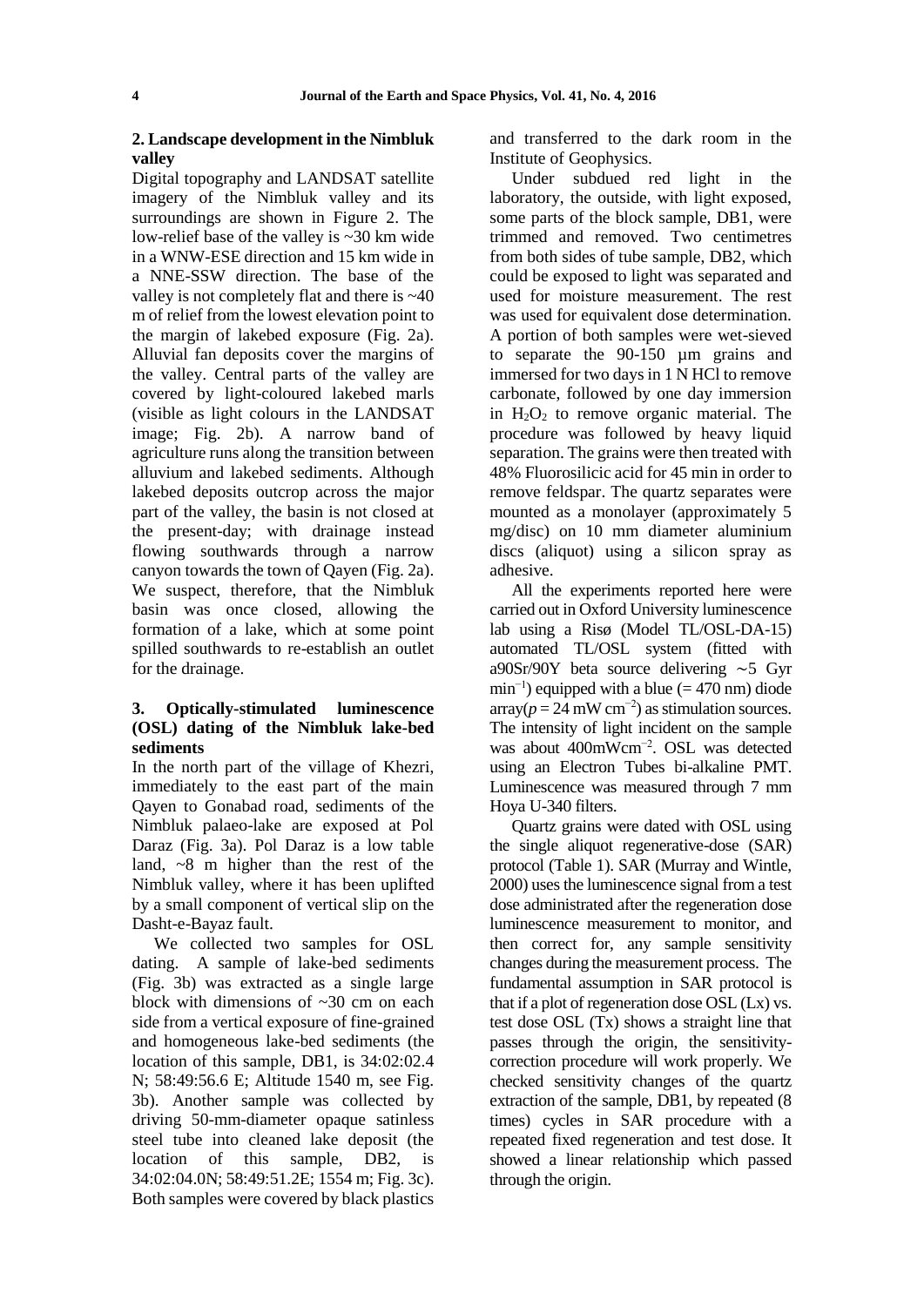## 2. Landscape development in the Nimbluk valley

Digital topography and LANDSAT satellite imagery of the Nimbluk valley and its surroundings are shown in Figure 2. The low-relief base of the valley is ~30 km wide in a WNW-ESE direction and 15 km wide in a NNE-SSW direction. The base of the valley is not completely flat and there is ~40 m of relief from the lowest elevation point to the margin of lakebed exposure (Fig. 2a). Alluvial fan deposits cover the margins of the valley. Central parts of the valley are covered by light-coloured lakebed marls (visible as light colours in the LANDSAT image; Fig. 2b). A narrow band of agriculture runs along the transition between alluvium and lakebed sediments. Although lakebed deposits outcrop across the major part of the valley, the basin is not closed at the present-day; with drainage instead flowing southwards through a narrow canyon towards the town of Qayen (Fig. 2a). We suspect, therefore, that the Nimbluk basin was once closed, allowing the formation of a lake, which at some point spilled southwards to re-establish an outlet for the drainage.

## 3. Optically-stimulated luminescence (OSL) dating of the Nimbluk lake-bed sediments

In the north part of the village of Khezri, immediately to the east part of the main Qayen to Gonabad road, sediments of the Nimbluk palaeo-lake are exposed at Pol Daraz (Fig. 3a). Pol Daraz is a low table land, ~8 m higher than the rest of the Nimbluk valley, where it has been uplifted by a small component of vertical slip on the Dasht-e-Bayaz fault.

We collected two samples for OSL dating. A sample of lake-bed sediments (Fig. 3b) was extracted as a single large block with dimensions of ~30 cm on each side from a vertical exposure of fine-grained and homogeneous lake-bed sediments (the location of this sample, DB1, is 34:02:02.4 N; 58:49:56.6 E; Altitude 1540 m, see Fig. 3b). Another sample was collected by driving 50-mm-diameter opaque satinless steel tube into cleaned lake deposit (the location of this sample, DB2, is 34:02:04.0N; 58:49:51.2E; 1554 m; Fig. 3c). Both samples were covered by black plastics and transferred to the dark room in the Institute of Geophysics.

Under subdued red light in the laboratory, the outside, with light exposed, some parts of the block sample, DB1, were trimmed and removed. Two centimetres from both sides of tube sample, DB2, which could be exposed to light was separated and used for moisture measurement. The rest was used for equivalent dose determination. A portion of both samples were wet-sieved to separate the 90-150 µm grains and immersed for two days in 1 N HCl to remove carbonate, followed by one day immersion in $H_2O_2$ to remove organic material. The procedure was followed by heavy liquid separation. The grains were then treated with 48% Fluorosilicic acid for 45 min in order to remove feldspar. The quartz separates were mounted as a monolayer (approximately 5 mg/disc) on 10 mm diameter aluminium discs (aliquot) using a silicon spray as adhesive.

All the experiments reported here were carried out in Oxford University luminescence lab using a Risø (Model TL/OSL-DA-15) automated TL/OSL system (fitted with a90Sr/90Y beta source delivering ∼5 Gyr $min^{-1}$) equipped with a blue (= 470 nm) diode array($p$ = 24 mW $cm^{-2}$) as stimulation sources. The intensity of light incident on the sample was about 400mW$cm^{-2}$. OSL was detected using an Electron Tubes bi-alkaline PMT. Luminescence was measured through 7 mm Hoya U-340 filters.

Quartz grains were dated with OSL using the single aliquot regenerative-dose (SAR) protocol (Table 1). SAR (Murray and Wintle, 2000) uses the luminescence signal from a test dose administrated after the regeneration dose luminescence measurement to monitor, and then correct for, any sample sensitivity changes during the measurement process. The fundamental assumption in SAR protocol is that if a plot of regeneration dose OSL (Lx) vs. test dose OSL (Tx) shows a straight line that passes through the origin, the sensitivity-correction procedure will work properly. We checked sensitivity changes of the quartz extraction of the sample, DB1, by repeated (8 times) cycles in SAR procedure with a repeated fixed regeneration and test dose. It showed a linear relationship which passed through the origin.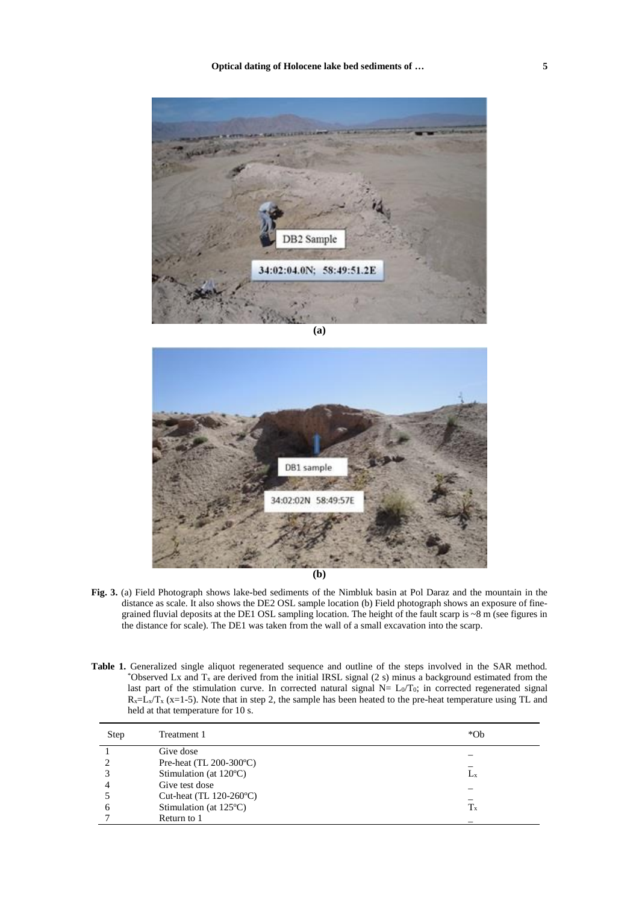**Fig. 3.** (a) Field Photograph shows lake-bed sediments of the Nimbluk basin at Pol Daraz and the mountain in the distance as scale. It also shows the DE2 OSL sample location (b) Field photograph shows an exposure of fine-grained fluvial deposits at the DE1 OSL sampling location. The height of the fault scarp is ~8 m (see figures in the distance for scale). The DE1 was taken from the wall of a small excavation into the scarp.

**Table 1.** Generalized single aliquot regenerated sequence and outline of the steps involved in the SAR method. *Observed Lx and $T_x$ are derived from the initial IRSL signal (2 s) minus a background estimated from the last part of the stimulation curve. In corrected natural signal N= $L_0/T_0$; in corrected regenerated signal $R_x$=$L_x/T_x$ (x=1-5). Note that in step 2, the sample has been heated to the pre-heat temperature using TL and held at that temperature for 10 s.

| Step | Treatment 1 | *Ob |
|---|---|---|
| 1 | Give dose | _ |
| 2 | Pre-heat (TL 200-300ºC) | _ |
| 3 | Stimulation (at 120ºC) | $L_x$ |
| 4 | Give test dose | _ |
| 5 | Cut-heat (TL 120-260ºC) | _ |
| 6 | Stimulation (at 125ºC) | $T_x$ |
| 7 | Return to 1 | _ |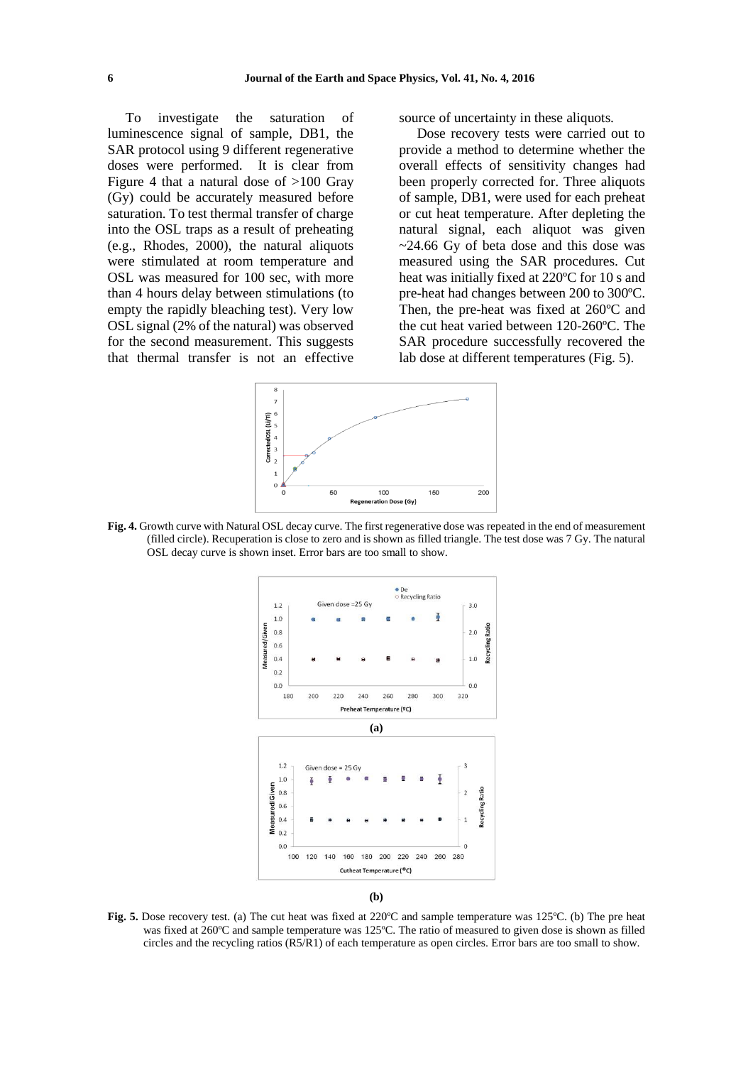To investigate the saturation of luminescence signal of sample, DB1, the SAR protocol using 9 different regenerative doses were performed. It is clear from Figure 4 that a natural dose of >100 Gray (Gy) could be accurately measured before saturation. To test thermal transfer of charge into the OSL traps as a result of preheating (e.g., Rhodes, 2000), the natural aliquots were stimulated at room temperature and OSL was measured for 100 sec, with more than 4 hours delay between stimulations (to empty the rapidly bleaching test). Very low OSL signal (2% of the natural) was observed for the second measurement. This suggests that thermal transfer is not an effective source of uncertainty in these aliquots.

Dose recovery tests were carried out to provide a method to determine whether the overall effects of sensitivity changes had been properly corrected for. Three aliquots of sample, DB1, were used for each preheat or cut heat temperature. After depleting the natural signal, each aliquot was given ~24.66 Gy of beta dose and this dose was measured using the SAR procedures. Cut heat was initially fixed at 220ºC for 10 s and pre-heat had changes between 200 to 300ºC. Then, the pre-heat was fixed at 260ºC and the cut heat varied between 120-260ºC. The SAR procedure successfully recovered the lab dose at different temperatures (Fig. 5).

**Fig. 4.** Growth curve with Natural OSL decay curve. The first regenerative dose was repeated in the end of measurement (filled circle). Recuperation is close to zero and is shown as filled triangle. The test dose was 7 Gy. The natural OSL decay curve is shown inset. Error bars are too small to show.

(a)

(b)

**Fig. 5.** Dose recovery test. (a) The cut heat was fixed at 220ºC and sample temperature was 125ºC. (b) The pre heat was fixed at 260ºC and sample temperature was 125ºC. The ratio of measured to given dose is shown as filled circles and the recycling ratios (R5/R1) of each temperature as open circles. Error bars are too small to show.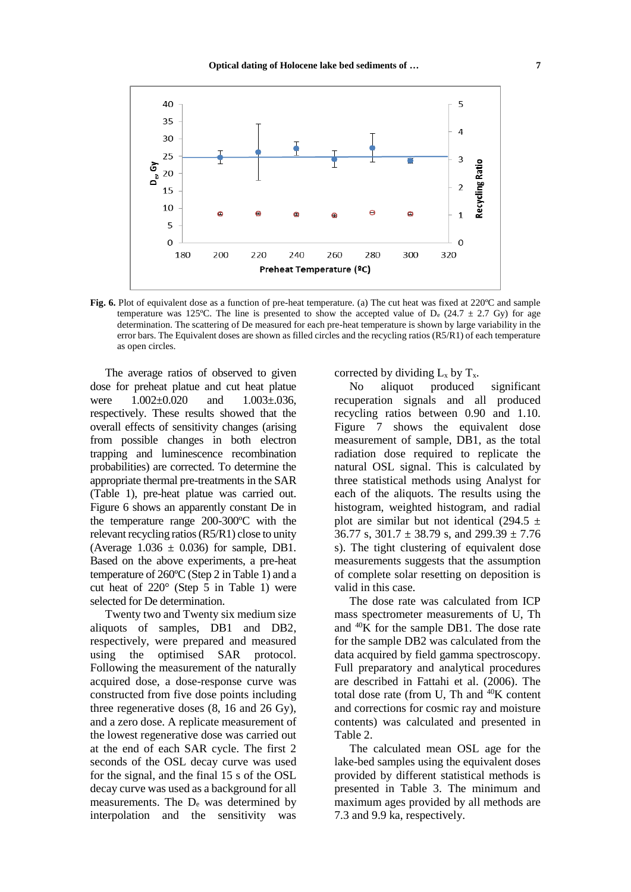Fig. 6. Plot of equivalent dose as a function of pre-heat temperature. (a) The cut heat was fixed at 220ºC and sample temperature was 125ºC. The line is presented to show the accepted value of $D_e$ (24.7 ± 2.7 Gy) for age determination. The scattering of De measured for each pre-heat temperature is shown by large variability in the error bars. The Equivalent doses are shown as filled circles and the recycling ratios (R5/R1) of each temperature as open circles.

The average ratios of observed to given dose for preheat platue and cut heat platue were 1.002±0.020 and 1.003±.036, respectively. These results showed that the overall effects of sensitivity changes (arising from possible changes in both electron trapping and luminescence recombination probabilities) are corrected. To determine the appropriate thermal pre-treatments in the SAR (Table 1), pre-heat platue was carried out. Figure 6 shows an apparently constant De in the temperature range 200-300ºC with the relevant recycling ratios (R5/R1) close to unity (Average 1.036 ± 0.036) for sample, DB1. Based on the above experiments, a pre-heat temperature of 260ºC (Step 2 in Table 1) and a cut heat of 220° (Step 5 in Table 1) were selected for De determination.

Twenty two and Twenty six medium size aliquots of samples, DB1 and DB2, respectively, were prepared and measured using the optimised SAR protocol. Following the measurement of the naturally acquired dose, a dose-response curve was constructed from five dose points including three regenerative doses (8, 16 and 26 Gy), and a zero dose. A replicate measurement of the lowest regenerative dose was carried out at the end of each SAR cycle. The first 2 seconds of the OSL decay curve was used for the signal, and the final 15 s of the OSL decay curve was used as a background for all measurements. The $D_e$ was determined by interpolation and the sensitivity was corrected by dividing $L_x$ by $T_x$.

No aliquot produced significant recuperation signals and all produced recycling ratios between 0.90 and 1.10. Figure 7 shows the equivalent dose measurement of sample, DB1, as the total radiation dose required to replicate the natural OSL signal. This is calculated by three statistical methods using Analyst for each of the aliquots. The results using the histogram, weighted histogram, and radial plot are similar but not identical (294.5 ± 36.77 s, 301.7 ± 38.79 s, and 299.39 ± 7.76 s). The tight clustering of equivalent dose measurements suggests that the assumption of complete solar resetting on deposition is valid in this case.

The dose rate was calculated from ICP mass spectrometer measurements of U, Th and $^{40}$K for the sample DB1. The dose rate for the sample DB2 was calculated from the data acquired by field gamma spectroscopy. Full preparatory and analytical procedures are described in Fattahi et al. (2006). The total dose rate (from U, Th and $^{40}$K content and corrections for cosmic ray and moisture contents) was calculated and presented in Table 2.

The calculated mean OSL age for the lake-bed samples using the equivalent doses provided by different statistical methods is presented in Table 3. The minimum and maximum ages provided by all methods are 7.3 and 9.9 ka, respectively.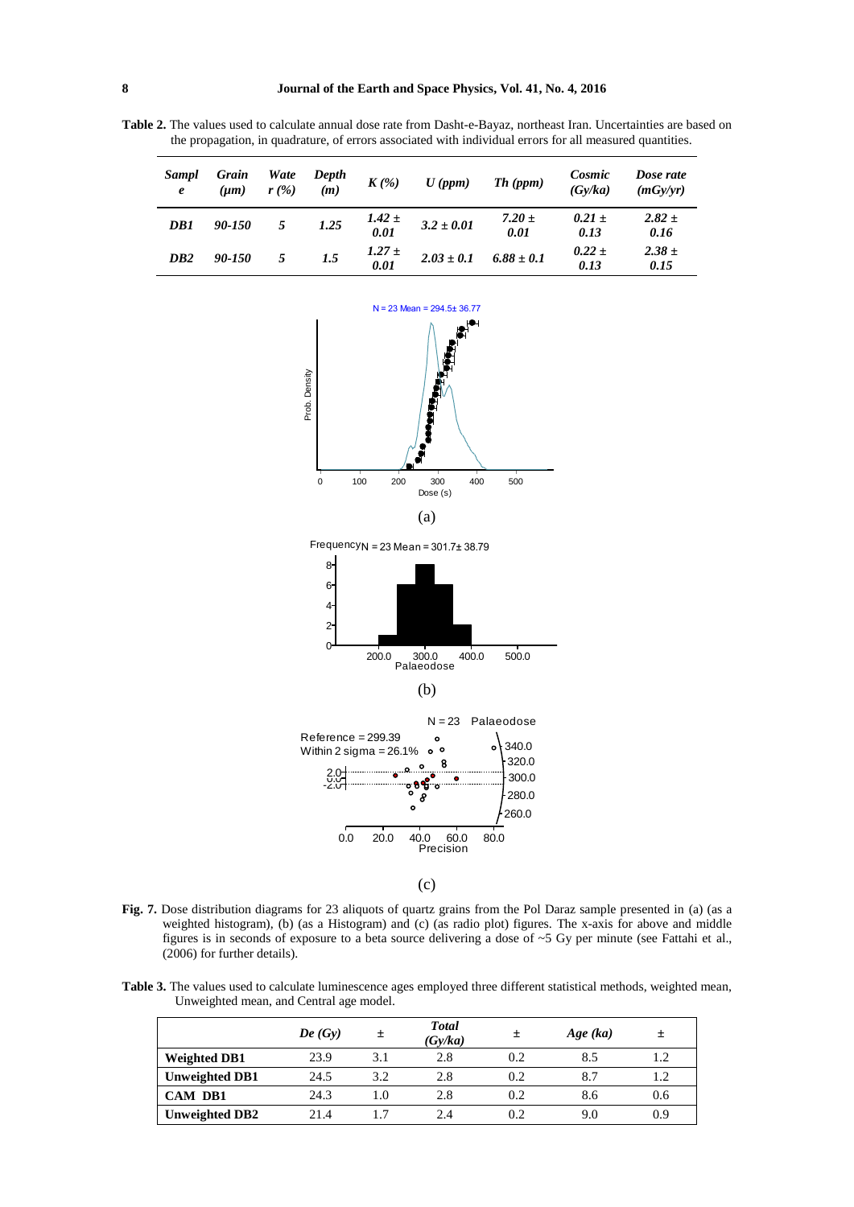**Table 2.** The values used to calculate annual dose rate from Dasht-e-Bayaz, northeast Iran. Uncertainties are based on the propagation, in quadrature, of errors associated with individual errors for all measured quantities.

| *Sample* | *Grain (μm)* | *Water (%)* | *Depth (m)* | *K (%)* | *U (ppm)* | *Th (ppm)* | *Cosmic (Gy/ka)* | *Dose rate (mGy/yr)* |
|---|---|---|---|---|---|---|---|---|
| ***DB1*** | *90-150* | *5* | *1.25* | *1.42 ± 0.01* | *3.2 ± 0.01* | *7.20 ± 0.01* | *0.21 ± 0.13* | *2.82 ± 0.16* |
| ***DB2*** | *90-150* | *5* | *1.5* | *1.27 ± 0.01* | *2.03 ± 0.1* | *6.88 ± 0.1* | *0.22 ± 0.13* | *2.38 ± 0.15* |

**Fig. 7.** Dose distribution diagrams for 23 aliquots of quartz grains from the Pol Daraz sample presented in (a) (as a weighted histogram), (b) (as a Histogram) and (c) (as radio plot) figures. The x-axis for above and middle figures is in seconds of exposure to a beta source delivering a dose of ~5 Gy per minute (see Fattahi et al., (2006) for further details).

**Table 3.** The values used to calculate luminescence ages employed three different statistical methods, weighted mean, Unweighted mean, and Central age model.

| | *De (Gy)* | ± | *Total (Gy/ka)* | ± | *Age (ka)* | ± |
|---|---|---|---|---|---|---|
| **Weighted DB1** | 23.9 | 3.1 | 2.8 | 0.2 | 8.5 | 1.2 |
| **Unweighted DB1** | 24.5 | 3.2 | 2.8 | 0.2 | 8.7 | 1.2 |
| **CAM DB1** | 24.3 | 1.0 | 2.8 | 0.2 | 8.6 | 0.6 |
| **Unweighted DB2** | 21.4 | 1.7 | 2.4 | 0.2 | 9.0 | 0.9 |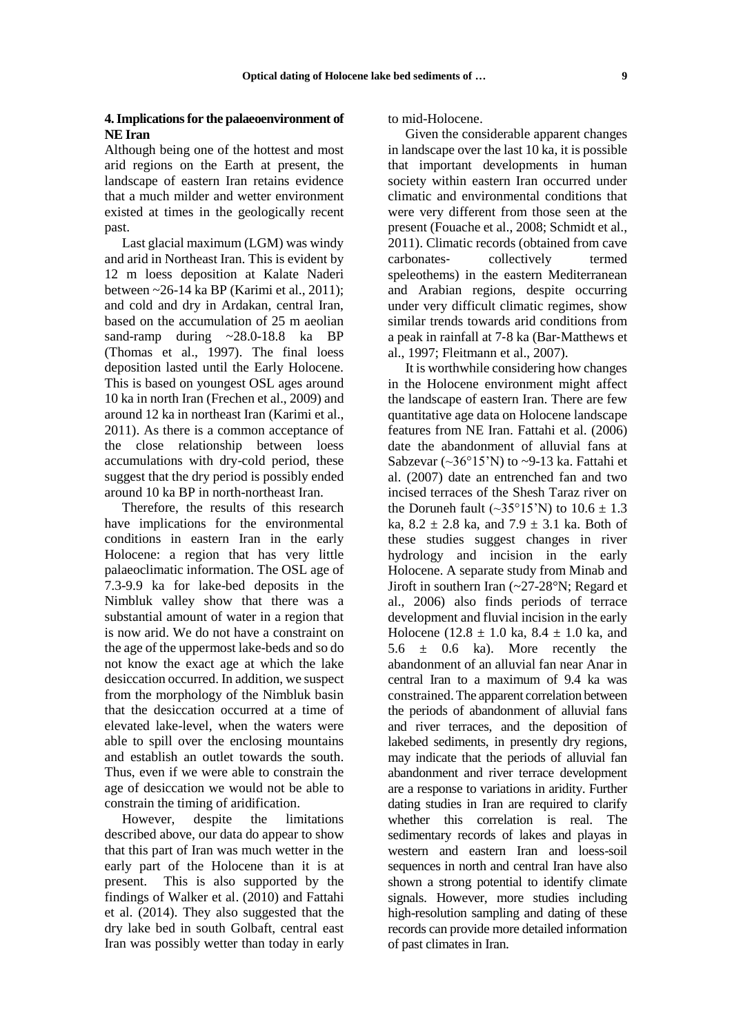## 4. Implications for the palaeoenvironment of NE Iran

Although being one of the hottest and most arid regions on the Earth at present, the landscape of eastern Iran retains evidence that a much milder and wetter environment existed at times in the geologically recent past.

Last glacial maximum (LGM) was windy and arid in Northeast Iran. This is evident by 12 m loess deposition at Kalate Naderi between ~26-14 ka BP (Karimi et al., 2011); and cold and dry in Ardakan, central Iran, based on the accumulation of 25 m aeolian sand-ramp during ~28.0-18.8 ka BP (Thomas et al., 1997). The final loess deposition lasted until the Early Holocene. This is based on youngest OSL ages around 10 ka in north Iran (Frechen et al., 2009) and around 12 ka in northeast Iran (Karimi et al., 2011). As there is a common acceptance of the close relationship between loess accumulations with dry-cold period, these suggest that the dry period is possibly ended around 10 ka BP in north-northeast Iran.

Therefore, the results of this research have implications for the environmental conditions in eastern Iran in the early Holocene: a region that has very little palaeoclimatic information. The OSL age of 7.3-9.9 ka for lake-bed deposits in the Nimbluk valley show that there was a substantial amount of water in a region that is now arid. We do not have a constraint on the age of the uppermost lake-beds and so do not know the exact age at which the lake desiccation occurred. In addition, we suspect from the morphology of the Nimbluk basin that the desiccation occurred at a time of elevated lake-level, when the waters were able to spill over the enclosing mountains and establish an outlet towards the south. Thus, even if we were able to constrain the age of desiccation we would not be able to constrain the timing of aridification.

However, despite the limitations described above, our data do appear to show that this part of Iran was much wetter in the early part of the Holocene than it is at present. This is also supported by the findings of Walker et al. (2010) and Fattahi et al. (2014). They also suggested that the dry lake bed in south Golbaft, central east Iran was possibly wetter than today in early to mid-Holocene.

Given the considerable apparent changes in landscape over the last 10 ka, it is possible that important developments in human society within eastern Iran occurred under climatic and environmental conditions that were very different from those seen at the present (Fouache et al., 2008; Schmidt et al., 2011). Climatic records (obtained from cave carbonates- collectively termed speleothems) in the eastern Mediterranean and Arabian regions, despite occurring under very difficult climatic regimes, show similar trends towards arid conditions from a peak in rainfall at 7-8 ka (Bar-Matthews et al., 1997; Fleitmann et al., 2007).

It is worthwhile considering how changes in the Holocene environment might affect the landscape of eastern Iran. There are few quantitative age data on Holocene landscape features from NE Iran. Fattahi et al. (2006) date the abandonment of alluvial fans at Sabzevar (~36°15'N) to ~9-13 ka. Fattahi et al. (2007) date an entrenched fan and two incised terraces of the Shesh Taraz river on the Doruneh fault (~35°15'N) to $10.6 \pm 1.3$ ka, $8.2 \pm 2.8$ ka, and $7.9 \pm 3.1$ ka. Both of these studies suggest changes in river hydrology and incision in the early Holocene. A separate study from Minab and Jiroft in southern Iran (~27-28°N; Regard et al., 2006) also finds periods of terrace development and fluvial incision in the early Holocene ($12.8 \pm 1.0$ ka, $8.4 \pm 1.0$ ka, and $5.6 \pm 0.6$ ka). More recently the abandonment of an alluvial fan near Anar in central Iran to a maximum of 9.4 ka was constrained. The apparent correlation between the periods of abandonment of alluvial fans and river terraces, and the deposition of lakebed sediments, in presently dry regions, may indicate that the periods of alluvial fan abandonment and river terrace development are a response to variations in aridity. Further dating studies in Iran are required to clarify whether this correlation is real. The sedimentary records of lakes and playas in western and eastern Iran and loess-soil sequences in north and central Iran have also shown a strong potential to identify climate signals. However, more studies including high-resolution sampling and dating of these records can provide more detailed information of past climates in Iran.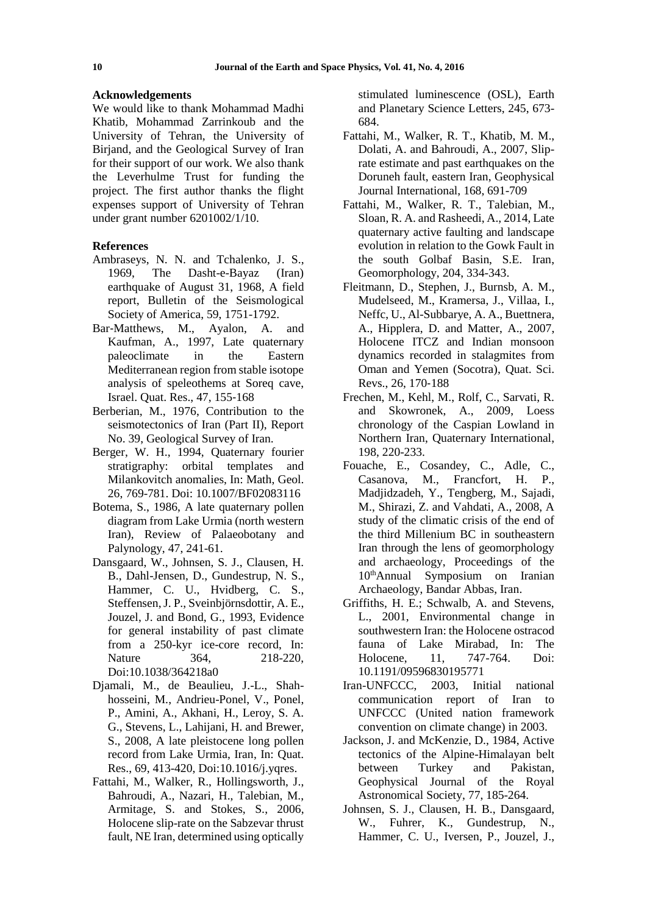## Acknowledgements

We would like to thank Mohammad Madhi Khatib, Mohammad Zarrinkoub and the University of Tehran, the University of Birjand, and the Geological Survey of Iran for their support of our work. We also thank the Leverhulme Trust for funding the project. The first author thanks the flight expenses support of University of Tehran under grant number 6201002/1/10.

## References

Ambraseys, N. N. and Tchalenko, J. S., 1969, The Dasht-e-Bayaz (Iran) earthquake of August 31, 1968, A field report, Bulletin of the Seismological Society of America, 59, 1751-1792.

Bar-Matthews, M., Ayalon, A. and Kaufman, A., 1997, Late quaternary paleoclimate in the Eastern Mediterranean region from stable isotope analysis of speleothems at Soreq cave, Israel. Quat. Res., 47, 155-168

Berberian, M., 1976, Contribution to the seismotectonics of Iran (Part II), Report No. 39, Geological Survey of Iran.

Berger, W. H., 1994, Quaternary fourier stratigraphy: orbital templates and Milankovitch anomalies, In: Math, Geol. 26, 769-781. Doi: 10.1007/BF02083116

Botema, S., 1986, A late quaternary pollen diagram from Lake Urmia (north western Iran), Review of Palaeobotany and Palynology, 47, 241-61.

Dansgaard, W., Johnsen, S. J., Clausen, H. B., Dahl-Jensen, D., Gundestrup, N. S., Hammer, C. U., Hvidberg, C. S., Steffensen, J. P., Sveinbjörnsdottir, A. E., Jouzel, J. and Bond, G., 1993, Evidence for general instability of past climate from a 250-kyr ice-core record, In: Nature 364, 218-220, Doi:10.1038/364218a0

Djamali, M., de Beaulieu, J.-L., Shah-hosseini, M., Andrieu-Ponel, V., Ponel, P., Amini, A., Akhani, H., Leroy, S. A. G., Stevens, L., Lahijani, H. and Brewer, S., 2008, A late pleistocene long pollen record from Lake Urmia, Iran, In: Quat. Res., 69, 413-420, Doi:10.1016/j.yqres.

Fattahi, M., Walker, R., Hollingsworth, J., Bahroudi, A., Nazari, H., Talebian, M., Armitage, S. and Stokes, S., 2006, Holocene slip-rate on the Sabzevar thrust fault, NE Iran, determined using optically stimulated luminescence (OSL), Earth and Planetary Science Letters, 245, 673-684.

Fattahi, M., Walker, R. T., Khatib, M. M., Dolati, A. and Bahroudi, A., 2007, Slip-rate estimate and past earthquakes on the Doruneh fault, eastern Iran, Geophysical Journal International, 168, 691-709

Fattahi, M., Walker, R. T., Talebian, M., Sloan, R. A. and Rasheedi, A., 2014, Late quaternary active faulting and landscape evolution in relation to the Gowk Fault in the south Golbaf Basin, S.E. Iran, Geomorphology, 204, 334-343.

Fleitmann, D., Stephen, J., Burnsb, A. M., Mudelseed, M., Kramersa, J., Villaa, I., Neffc, U., Al-Subbarye, A. A., Buettnera, A., Hipplera, D. and Matter, A., 2007, Holocene ITCZ and Indian monsoon dynamics recorded in stalagmites from Oman and Yemen (Socotra), Quat. Sci. Revs., 26, 170-188

Frechen, M., Kehl, M., Rolf, C., Sarvati, R. and Skowronek, A., 2009, Loess chronology of the Caspian Lowland in Northern Iran, Quaternary International, 198, 220-233.

Fouache, E., Cosandey, C., Adle, C., Casanova, M., Francfort, H. P., Madjidzadeh, Y., Tengberg, M., Sajadi, M., Shirazi, Z. and Vahdati, A., 2008, A study of the climatic crisis of the end of the third Millenium BC in southeastern Iran through the lens of geomorphology and archaeology, Proceedings of the 10thAnnual Symposium on Iranian Archaeology, Bandar Abbas, Iran.

Griffiths, H. E.; Schwalb, A. and Stevens, L., 2001, Environmental change in southwestern Iran: the Holocene ostracod fauna of Lake Mirabad, In: The Holocene, 11, 747-764. Doi: 10.1191/09596830195771

Iran-UNFCCC, 2003, Initial national communication report of Iran to UNFCCC (United nation framework convention on climate change) in 2003.

Jackson, J. and McKenzie, D., 1984, Active tectonics of the Alpine-Himalayan belt between Turkey and Pakistan, Geophysical Journal of the Royal Astronomical Society, 77, 185-264.

Johnsen, S. J., Clausen, H. B., Dansgaard, W., Fuhrer, K., Gundestrup, N., Hammer, C. U., Iversen, P., Jouzel, J.,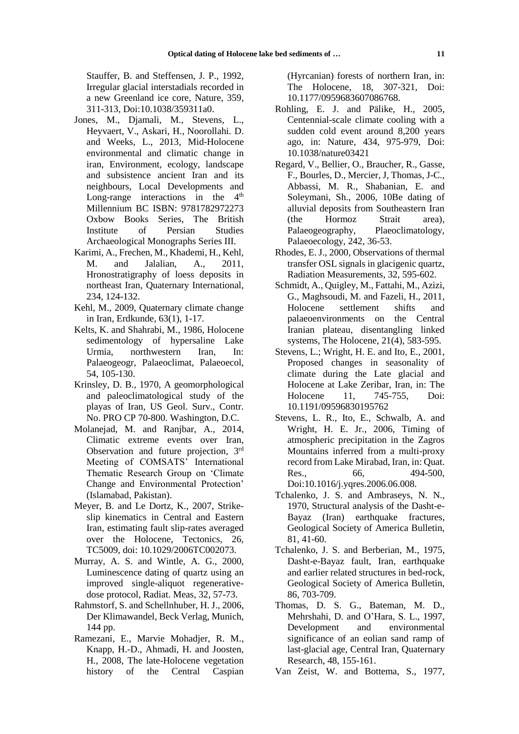Stauffer, B. and Steffensen, J. P., 1992, Irregular glacial interstadials recorded in a new Greenland ice core, Nature, 359, 311-313, Doi:10.1038/359311a0.

Jones, M., Djamali, M., Stevens, L., Heyvaert, V., Askari, H., Noorollahi. D. and Weeks, L., 2013, Mid-Holocene environmental and climatic change in iran, Environment, ecology, landscape and subsistence ancient Iran and its neighbours, Local Developments and Long-range interactions in the 4th Millennium BC ISBN: 9781782972273 Oxbow Books Series, The British Institute of Persian Studies Archaeological Monographs Series III.

Karimi, A., Frechen, M., Khademi, H., Kehl, M. and Jalalian, A., 2011, Hronostratigraphy of loess deposits in northeast Iran, Quaternary International, 234, 124-132.

Kehl, M., 2009, Quaternary climate change in Iran, Erdkunde, 63(1), 1-17.

Kelts, K. and Shahrabi, M., 1986, Holocene sedimentology of hypersaline Lake Urmia, northwestern Iran, In: Palaeogeogr, Palaeoclimat, Palaeoecol, 54, 105-130.

Krinsley, D. B., 1970, A geomorphological and paleoclimatological study of the playas of Iran, US Geol. Surv., Contr. No. PRO CP 70-800. Washington, D.C.

Molanejad, M. and Ranjbar, A., 2014, Climatic extreme events over Iran, Observation and future projection, 3rd Meeting of COMSATS' International Thematic Research Group on 'Climate Change and Environmental Protection' (Islamabad, Pakistan).

Meyer, B. and Le Dortz, K., 2007, Strike-slip kinematics in Central and Eastern Iran, estimating fault slip-rates averaged over the Holocene, Tectonics, 26, TC5009, doi: 10.1029/2006TC002073.

Murray, A. S. and Wintle, A. G., 2000, Luminescence dating of quartz using an improved single-aliquot regenerative-dose protocol, Radiat. Meas, 32, 57-73.

Rahmstorf, S. and Schellnhuber, H. J., 2006, Der Klimawandel, Beck Verlag, Munich, 144 pp.

Ramezani, E., Marvie Mohadjer, R. M., Knapp, H.-D., Ahmadi, H. and Joosten, H., 2008, The late-Holocene vegetation history of the Central Caspian (Hyrcanian) forests of northern Iran, in: The Holocene, 18, 307-321, Doi: 10.1177/0959683607086768.

Rohling, E. J. and Pälike, H., 2005, Centennial-scale climate cooling with a sudden cold event around 8,200 years ago, in: Nature, 434, 975-979, Doi: 10.1038/nature03421

Regard, V., Bellier, O., Braucher, R., Gasse, F., Bourles, D., Mercier, J, Thomas, J-C., Abbassi, M. R., Shabanian, E. and Soleymani, Sh., 2006, 10Be dating of alluvial deposits from Southeastern Iran (the Hormoz Strait area), Palaeogeography, Plaeoclimatology, Palaeoecology, 242, 36-53.

Rhodes, E. J., 2000, Observations of thermal transfer OSL signals in glacigenic quartz, Radiation Measurements, 32, 595-602.

Schmidt, A., Quigley, M., Fattahi, M., Azizi, G., Maghsoudi, M. and Fazeli, H., 2011, Holocene settlement shifts and palaeoenvironments on the Central Iranian plateau, disentangling linked systems, The Holocene, 21(4), 583-595.

Stevens, L.; Wright, H. E. and Ito, E., 2001, Proposed changes in seasonality of climate during the Late glacial and Holocene at Lake Zeribar, Iran, in: The Holocene 11, 745-755, Doi: 10.1191/09596830195762

Stevens, L. R., Ito, E., Schwalb, A. and Wright, H. E. Jr., 2006, Timing of atmospheric precipitation in the Zagros Mountains inferred from a multi-proxy record from Lake Mirabad, Iran, in: Quat. Res., 66, 494-500, Doi:10.1016/j.yqres.2006.06.008.

Tchalenko, J. S. and Ambraseys, N. N., 1970, Structural analysis of the Dasht-e-Bayaz (Iran) earthquake fractures, Geological Society of America Bulletin, 81, 41-60.

Tchalenko, J. S. and Berberian, M., 1975, Dasht-e-Bayaz fault, Iran, earthquake and earlier related structures in bed-rock, Geological Society of America Bulletin, 86, 703-709.

Thomas, D. S. G., Bateman, M. D., Mehrshahi, D. and O'Hara, S. L., 1997, Development and environmental significance of an eolian sand ramp of last-glacial age, Central Iran, Quaternary Research, 48, 155-161.

Van Zeist, W. and Bottema, S., 1977,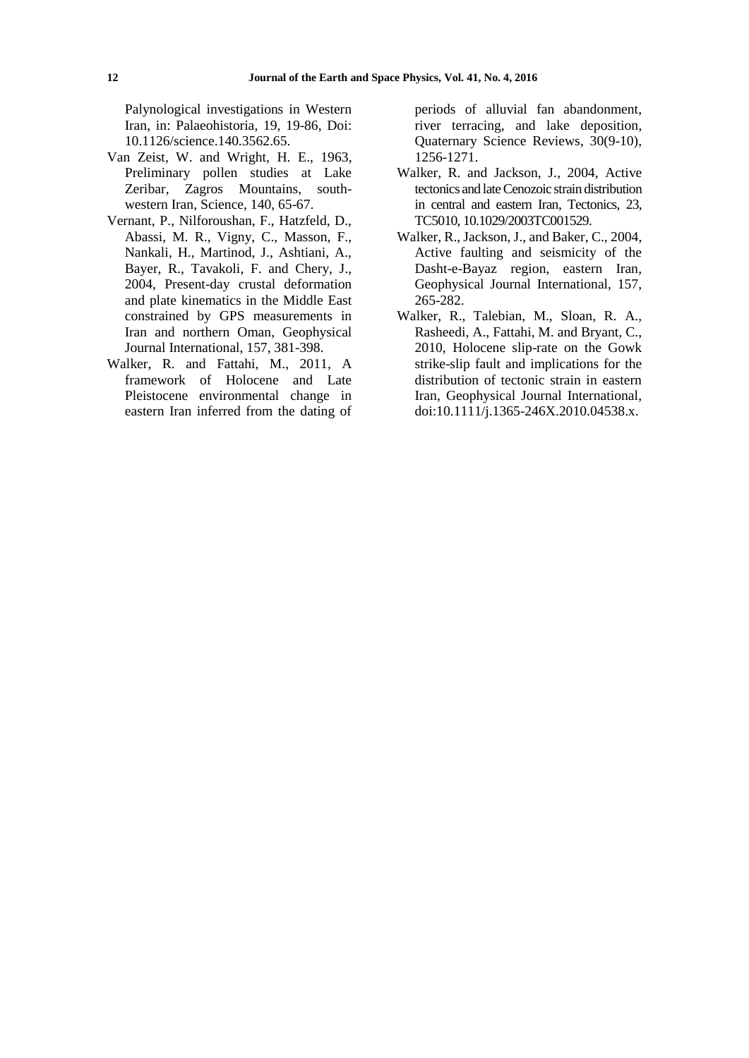Palynological investigations in Western Iran, in: Palaeohistoria, 19, 19-86, Doi: 10.1126/science.140.3562.65.

Van Zeist, W. and Wright, H. E., 1963, Preliminary pollen studies at Lake Zeribar, Zagros Mountains, south-western Iran, Science, 140, 65-67.

Vernant, P., Nilforoushan, F., Hatzfeld, D., Abassi, M. R., Vigny, C., Masson, F., Nankali, H., Martinod, J., Ashtiani, A., Bayer, R., Tavakoli, F. and Chery, J., 2004, Present-day crustal deformation and plate kinematics in the Middle East constrained by GPS measurements in Iran and northern Oman, Geophysical Journal International, 157, 381-398.

Walker, R. and Fattahi, M., 2011, A framework of Holocene and Late Pleistocene environmental change in eastern Iran inferred from the dating of periods of alluvial fan abandonment, river terracing, and lake deposition, Quaternary Science Reviews, 30(9-10), 1256-1271.

Walker, R. and Jackson, J., 2004, Active tectonics and late Cenozoic strain distribution in central and eastern Iran, Tectonics, 23, TC5010, 10.1029/2003TC001529.

Walker, R., Jackson, J., and Baker, C., 2004, Active faulting and seismicity of the Dasht-e-Bayaz region, eastern Iran, Geophysical Journal International, 157, 265-282.

Walker, R., Talebian, M., Sloan, R. A., Rasheedi, A., Fattahi, M. and Bryant, C., 2010, Holocene slip-rate on the Gowk strike-slip fault and implications for the distribution of tectonic strain in eastern Iran, Geophysical Journal International, doi:10.1111/j.1365-246X.2010.04538.x.